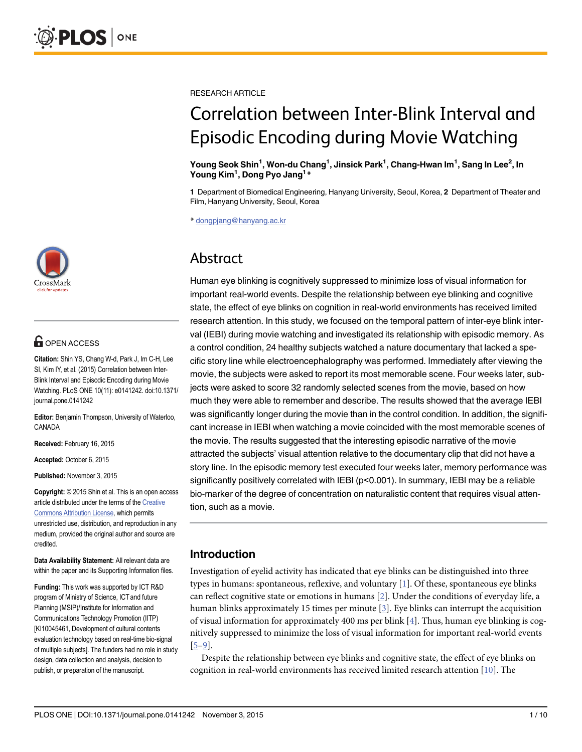RESEARCH ARTICLE

# Correlation between Inter-Blink Interval and Episodic Encoding during Movie Watching

**Young Seok Shin[1], Won-du Chang[1], Jinsick Park[1], Chang-Hwan Im[1], Sang In Lee[2], In Young Kim[1], Dong Pyo Jang[1]***

**1** Department of Biomedical Engineering, Hanyang University, Seoul, Korea, **2** Department of Theater and Film, Hanyang University, Seoul, Korea

* dongpjang@hanyang.ac.kr

OPEN ACCESS

**Citation:** Shin YS, Chang W-d, Park J, Im C-H, Lee SI, Kim IY, et al. (2015) Correlation between Inter-Blink Interval and Episodic Encoding during Movie Watching. PLoS ONE 10(11): e0141242. doi:10.1371/journal.pone.0141242

**Editor:** Benjamin Thompson, University of Waterloo, CANADA

**Received:** February 16, 2015

**Accepted:** October 6, 2015

**Published:** November 3, 2015

**Copyright:** © 2015 Shin et al. This is an open access article distributed under the terms of the Creative Commons Attribution License, which permits unrestricted use, distribution, and reproduction in any medium, provided the original author and source are credited.

**Data Availability Statement:** All relevant data are within the paper and its Supporting Information files.

**Funding:** This work was supported by ICT R&D program of Ministry of Science, ICT and future Planning (MSIP)/Institute for Information and Communications Technology Promotion (IITP) [KI10045461, Development of cultural contents evaluation technology based on real-time bio-signal of multiple subjects]. The funders had no role in study design, data collection and analysis, decision to publish, or preparation of the manuscript.

## Abstract

Human eye blinking is cognitively suppressed to minimize loss of visual information for important real-world events. Despite the relationship between eye blinking and cognitive state, the effect of eye blinks on cognition in real-world environments has received limited research attention. In this study, we focused on the temporal pattern of inter-eye blink interval (IEBI) during movie watching and investigated its relationship with episodic memory. As a control condition, 24 healthy subjects watched a nature documentary that lacked a specific story line while electroencephalography was performed. Immediately after viewing the movie, the subjects were asked to report its most memorable scene. Four weeks later, subjects were asked to score 32 randomly selected scenes from the movie, based on how much they were able to remember and describe. The results showed that the average IEBI was significantly longer during the movie than in the control condition. In addition, the significant increase in IEBI when watching a movie coincided with the most memorable scenes of the movie. The results suggested that the interesting episodic narrative of the movie attracted the subjects' visual attention relative to the documentary clip that did not have a story line. In the episodic memory test executed four weeks later, memory performance was significantly positively correlated with IEBI ($p<0.001$). In summary, IEBI may be a reliable bio-marker of the degree of concentration on naturalistic content that requires visual attention, such as a movie.

## Introduction

Investigation of eyelid activity has indicated that eye blinks can be distinguished into three types in humans: spontaneous, reflexive, and voluntary [1]. Of these, spontaneous eye blinks can reflect cognitive state or emotions in humans [2]. Under the conditions of everyday life, a human blinks approximately 15 times per minute [3]. Eye blinks can interrupt the acquisition of visual information for approximately 400 ms per blink [4]. Thus, human eye blinking is cognitively suppressed to minimize the loss of visual information for important real-world events [5–9].

Despite the relationship between eye blinks and cognitive state, the effect of eye blinks on cognition in real-world environments has received limited research attention [10]. The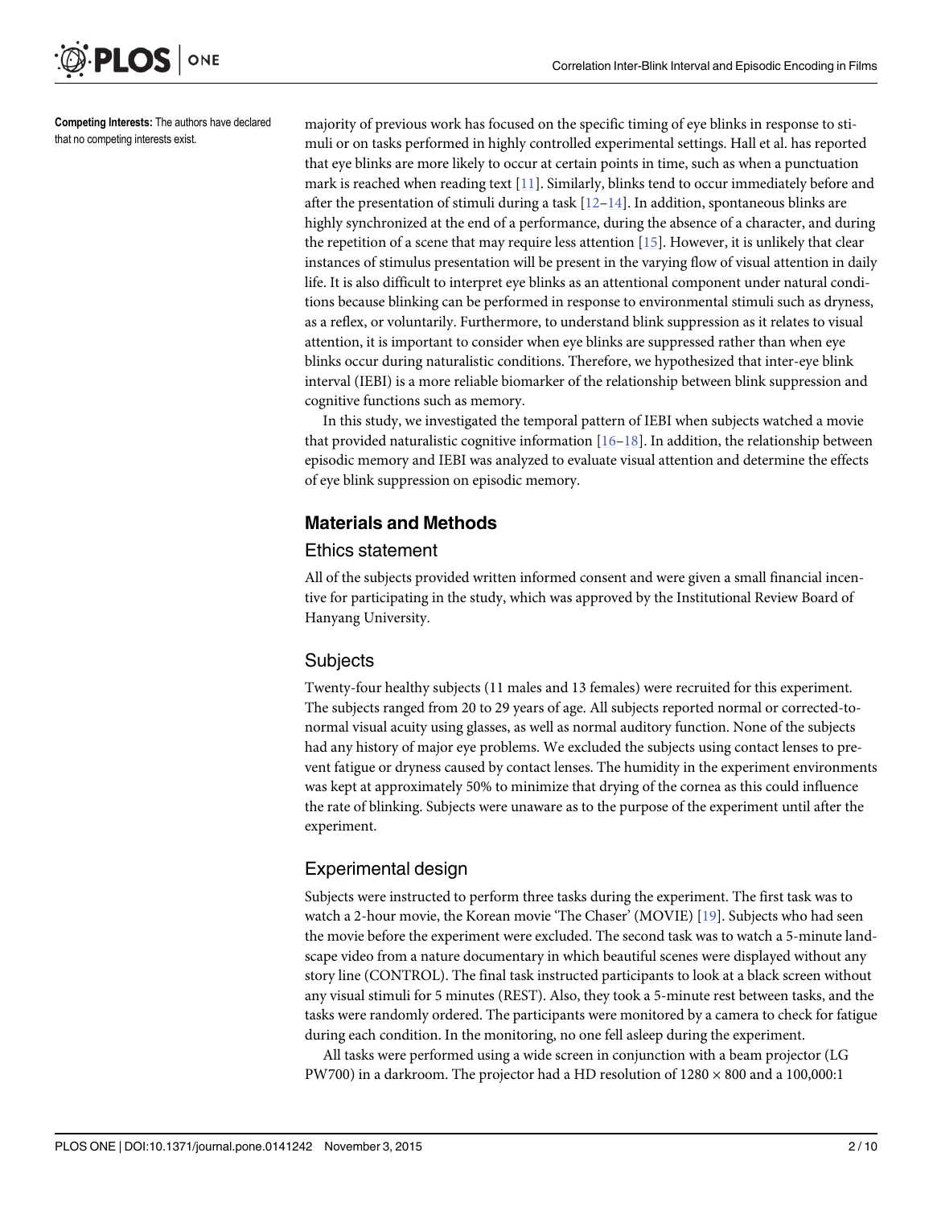**Competing Interests:** The authors have declared that no competing interests exist.

majority of previous work has focused on the specific timing of eye blinks in response to stimuli or on tasks performed in highly controlled experimental settings. Hall et al. has reported that eye blinks are more likely to occur at certain points in time, such as when a punctuation mark is reached when reading text [11]. Similarly, blinks tend to occur immediately before and after the presentation of stimuli during a task [12–14]. In addition, spontaneous blinks are highly synchronized at the end of a performance, during the absence of a character, and during the repetition of a scene that may require less attention [15]. However, it is unlikely that clear instances of stimulus presentation will be present in the varying flow of visual attention in daily life. It is also difficult to interpret eye blinks as an attentional component under natural conditions because blinking can be performed in response to environmental stimuli such as dryness, as a reflex, or voluntarily. Furthermore, to understand blink suppression as it relates to visual attention, it is important to consider when eye blinks are suppressed rather than when eye blinks occur during naturalistic conditions. Therefore, we hypothesized that inter-eye blink interval (IEBI) is a more reliable biomarker of the relationship between blink suppression and cognitive functions such as memory.

In this study, we investigated the temporal pattern of IEBI when subjects watched a movie that provided naturalistic cognitive information [16–18]. In addition, the relationship between episodic memory and IEBI was analyzed to evaluate visual attention and determine the effects of eye blink suppression on episodic memory.

## Materials and Methods

### Ethics statement

All of the subjects provided written informed consent and were given a small financial incentive for participating in the study, which was approved by the Institutional Review Board of Hanyang University.

### Subjects

Twenty-four healthy subjects (11 males and 13 females) were recruited for this experiment. The subjects ranged from 20 to 29 years of age. All subjects reported normal or corrected-to-normal visual acuity using glasses, as well as normal auditory function. None of the subjects had any history of major eye problems. We excluded the subjects using contact lenses to prevent fatigue or dryness caused by contact lenses. The humidity in the experiment environments was kept at approximately 50% to minimize that drying of the cornea as this could influence the rate of blinking. Subjects were unaware as to the purpose of the experiment until after the experiment.

### Experimental design

Subjects were instructed to perform three tasks during the experiment. The first task was to watch a 2-hour movie, the Korean movie 'The Chaser' (MOVIE) [19]. Subjects who had seen the movie before the experiment were excluded. The second task was to watch a 5-minute landscape video from a nature documentary in which beautiful scenes were displayed without any story line (CONTROL). The final task instructed participants to look at a black screen without any visual stimuli for 5 minutes (REST). Also, they took a 5-minute rest between tasks, and the tasks were randomly ordered. The participants were monitored by a camera to check for fatigue during each condition. In the monitoring, no one fell asleep during the experiment.

All tasks were performed using a wide screen in conjunction with a beam projector (LG PW700) in a darkroom. The projector had a HD resolution of 1280 × 800 and a 100,000:1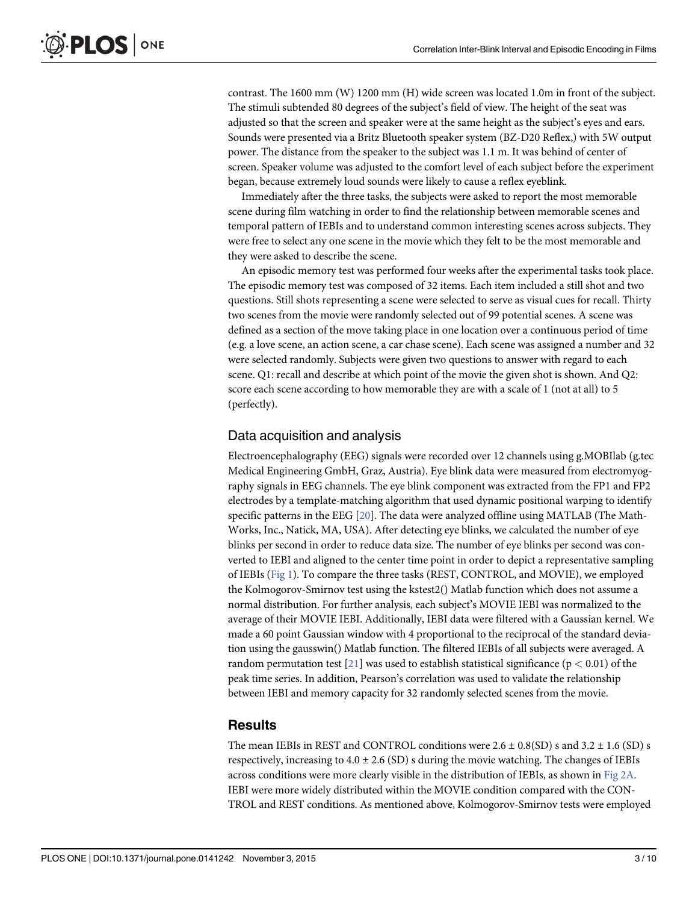contrast. The 1600 mm (W) 1200 mm (H) wide screen was located 1.0m in front of the subject. The stimuli subtended 80 degrees of the subject's field of view. The height of the seat was adjusted so that the screen and speaker were at the same height as the subject's eyes and ears. Sounds were presented via a Britz Bluetooth speaker system (BZ-D20 Reflex,) with 5W output power. The distance from the speaker to the subject was 1.1 m. It was behind of center of screen. Speaker volume was adjusted to the comfort level of each subject before the experiment began, because extremely loud sounds were likely to cause a reflex eyeblink.

Immediately after the three tasks, the subjects were asked to report the most memorable scene during film watching in order to find the relationship between memorable scenes and temporal pattern of IEBIs and to understand common interesting scenes across subjects. They were free to select any one scene in the movie which they felt to be the most memorable and they were asked to describe the scene.

An episodic memory test was performed four weeks after the experimental tasks took place. The episodic memory test was composed of 32 items. Each item included a still shot and two questions. Still shots representing a scene were selected to serve as visual cues for recall. Thirty two scenes from the movie were randomly selected out of 99 potential scenes. A scene was defined as a section of the move taking place in one location over a continuous period of time (e.g. a love scene, an action scene, a car chase scene). Each scene was assigned a number and 32 were selected randomly. Subjects were given two questions to answer with regard to each scene. Q1: recall and describe at which point of the movie the given shot is shown. And Q2: score each scene according to how memorable they are with a scale of 1 (not at all) to 5 (perfectly).

## Data acquisition and analysis

Electroencephalography (EEG) signals were recorded over 12 channels using g.MOBIlab (g.tec Medical Engineering GmbH, Graz, Austria). Eye blink data were measured from electromyography signals in EEG channels. The eye blink component was extracted from the FP1 and FP2 electrodes by a template-matching algorithm that used dynamic positional warping to identify specific patterns in the EEG [20]. The data were analyzed offline using MATLAB (The MathWorks, Inc., Natick, MA, USA). After detecting eye blinks, we calculated the number of eye blinks per second in order to reduce data size. The number of eye blinks per second was converted to IEBI and aligned to the center time point in order to depict a representative sampling of IEBIs (Fig 1). To compare the three tasks (REST, CONTROL, and MOVIE), we employed the Kolmogorov-Smirnov test using the kstest2() Matlab function which does not assume a normal distribution. For further analysis, each subject's MOVIE IEBI was normalized to the average of their MOVIE IEBI. Additionally, IEBI data were filtered with a Gaussian kernel. We made a 60 point Gaussian window with 4 proportional to the reciprocal of the standard deviation using the gausswin() Matlab function. The filtered IEBIs of all subjects were averaged. A random permutation test [21] was used to establish statistical significance ($p < 0.01$) of the peak time series. In addition, Pearson's correlation was used to validate the relationship between IEBI and memory capacity for 32 randomly selected scenes from the movie.

# Results

The mean IEBIs in REST and CONTROL conditions were $2.6 \pm 0.8$(SD) s and $3.2 \pm 1.6$ (SD) s respectively, increasing to $4.0 \pm 2.6$ (SD) s during the movie watching. The changes of IEBIs across conditions were more clearly visible in the distribution of IEBIs, as shown in Fig 2A. IEBI were more widely distributed within the MOVIE condition compared with the CONTROL and REST conditions. As mentioned above, Kolmogorov-Smirnov tests were employed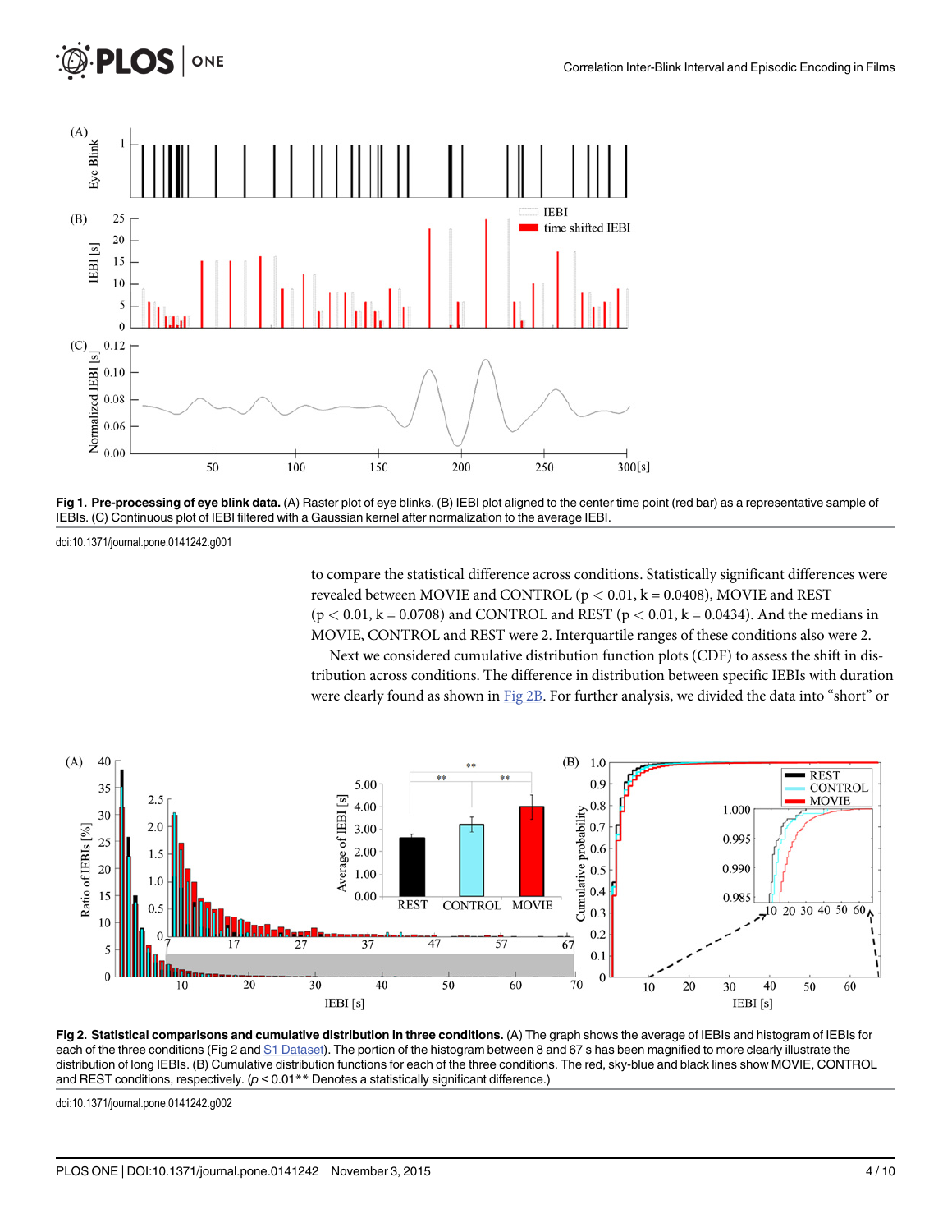Fig 1. Pre-processing of eye blink data. (A) Raster plot of eye blinks. (B) IEBI plot aligned to the center time point (red bar) as a representative sample of IEBIs. (C) Continuous plot of IEBI filtered with a Gaussian kernel after normalization to the average IEBI.

doi:10.1371/journal.pone.0141242.g001

to compare the statistical difference across conditions. Statistically significant differences were revealed between MOVIE and CONTROL ($p < 0.01$, k = 0.0408), MOVIE and REST ($p < 0.01$, k = 0.0708) and CONTROL and REST ($p < 0.01$, k = 0.0434). And the medians in MOVIE, CONTROL and REST were 2. Interquartile ranges of these conditions also were 2.

Next we considered cumulative distribution function plots (CDF) to assess the shift in distribution across conditions. The difference in distribution between specific IEBIs with duration were clearly found as shown in Fig 2B. For further analysis, we divided the data into "short" or

Fig 2. Statistical comparisons and cumulative distribution in three conditions. (A) The graph shows the average of IEBIs and histogram of IEBIs for each of the three conditions (Fig 2 and S1 Dataset). The portion of the histogram between 8 and 67 s has been magnified to more clearly illustrate the distribution of long IEBIs. (B) Cumulative distribution functions for each of the three conditions. The red, sky-blue and black lines show MOVIE, CONTROL and REST conditions, respectively. ($p < 0.01$** Denotes a statistically significant difference.)

doi:10.1371/journal.pone.0141242.g002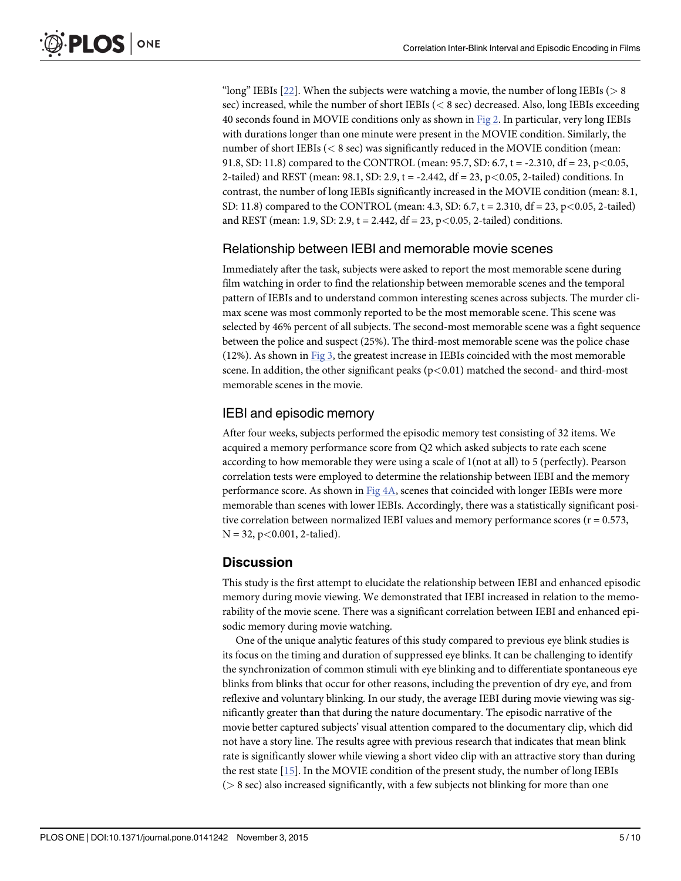"long" IEBIs [22]. When the subjects were watching a movie, the number of long IEBIs (> 8 sec) increased, while the number of short IEBIs (< 8 sec) decreased. Also, long IEBIs exceeding 40 seconds found in MOVIE conditions only as shown in Fig 2. In particular, very long IEBIs with durations longer than one minute were present in the MOVIE condition. Similarly, the number of short IEBIs (< 8 sec) was significantly reduced in the MOVIE condition (mean: 91.8, SD: 11.8) compared to the CONTROL (mean: 95.7, SD: 6.7, $t = -2.310$, $df = 23$, $p<0.05$, 2-tailed) and REST (mean: 98.1, SD: 2.9, $t = -2.442$, $df = 23$, $p<0.05$, 2-tailed) conditions. In contrast, the number of long IEBIs significantly increased in the MOVIE condition (mean: 8.1, SD: 11.8) compared to the CONTROL (mean: 4.3, SD: 6.7, $t = 2.310$, $df = 23$, $p<0.05$, 2-tailed) and REST (mean: 1.9, SD: 2.9, $t = 2.442$, $df = 23$, $p<0.05$, 2-tailed) conditions.

### Relationship between IEBI and memorable movie scenes

Immediately after the task, subjects were asked to report the most memorable scene during film watching in order to find the relationship between memorable scenes and the temporal pattern of IEBIs and to understand common interesting scenes across subjects. The murder climax scene was most commonly reported to be the most memorable scene. This scene was selected by 46% percent of all subjects. The second-most memorable scene was a fight sequence between the police and suspect (25%). The third-most memorable scene was the police chase (12%). As shown in Fig 3, the greatest increase in IEBIs coincided with the most memorable scene. In addition, the other significant peaks ($p<0.01$) matched the second- and third-most memorable scenes in the movie.

### IEBI and episodic memory

After four weeks, subjects performed the episodic memory test consisting of 32 items. We acquired a memory performance score from Q2 which asked subjects to rate each scene according to how memorable they were using a scale of 1(not at all) to 5 (perfectly). Pearson correlation tests were employed to determine the relationship between IEBI and the memory performance score. As shown in Fig 4A, scenes that coincided with longer IEBIs were more memorable than scenes with lower IEBIs. Accordingly, there was a statistically significant positive correlation between normalized IEBI values and memory performance scores ($r = 0.573$, $N = 32$, $p<0.001$, 2-talied).

## Discussion

This study is the first attempt to elucidate the relationship between IEBI and enhanced episodic memory during movie viewing. We demonstrated that IEBI increased in relation to the memorability of the movie scene. There was a significant correlation between IEBI and enhanced episodic memory during movie watching.

One of the unique analytic features of this study compared to previous eye blink studies is its focus on the timing and duration of suppressed eye blinks. It can be challenging to identify the synchronization of common stimuli with eye blinking and to differentiate spontaneous eye blinks from blinks that occur for other reasons, including the prevention of dry eye, and from reflexive and voluntary blinking. In our study, the average IEBI during movie viewing was significantly greater than that during the nature documentary. The episodic narrative of the movie better captured subjects' visual attention compared to the documentary clip, which did not have a story line. The results agree with previous research that indicates that mean blink rate is significantly slower while viewing a short video clip with an attractive story than during the rest state [15]. In the MOVIE condition of the present study, the number of long IEBIs (> 8 sec) also increased significantly, with a few subjects not blinking for more than one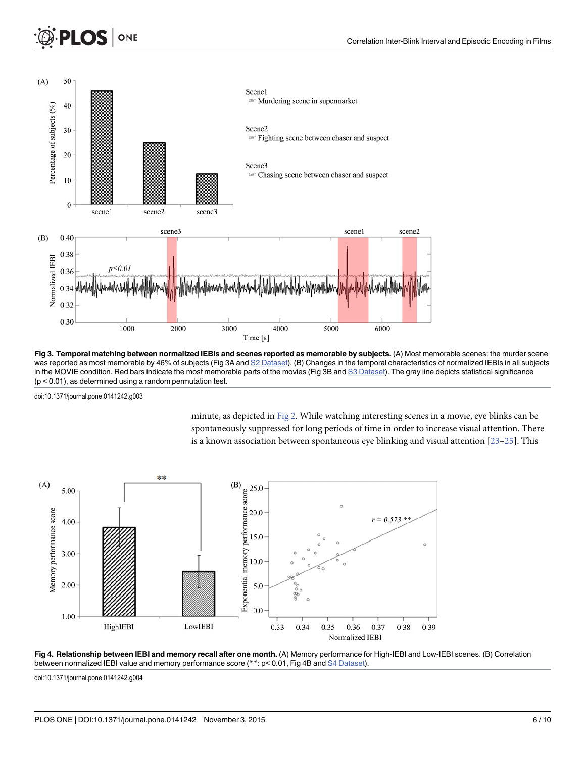**Fig 3. Temporal matching between normalized IEBIs and scenes reported as memorable by subjects.** (A) Most memorable scenes: the murder scene was reported as most memorable by 46% of subjects (Fig 3A and S2 Dataset). (B) Changes in the temporal characteristics of normalized IEBIs in all subjects in the MOVIE condition. Red bars indicate the most memorable parts of the movies (Fig 3B and S3 Dataset). The gray line depicts statistical significance ($p < 0.01$), as determined using a random permutation test.

doi:10.1371/journal.pone.0141242.g003

minute, as depicted in Fig 2. While watching interesting scenes in a movie, eye blinks can be spontaneously suppressed for long periods of time in order to increase visual attention. There is a known association between spontaneous eye blinking and visual attention [23–25]. This

**Fig 4. Relationship between IEBI and memory recall after one month.** (A) Memory performance for High-IEBI and Low-IEBI scenes. (B) Correlation between normalized IEBI value and memory performance score (**: $p < 0.01$, Fig 4B and S4 Dataset).

doi:10.1371/journal.pone.0141242.g004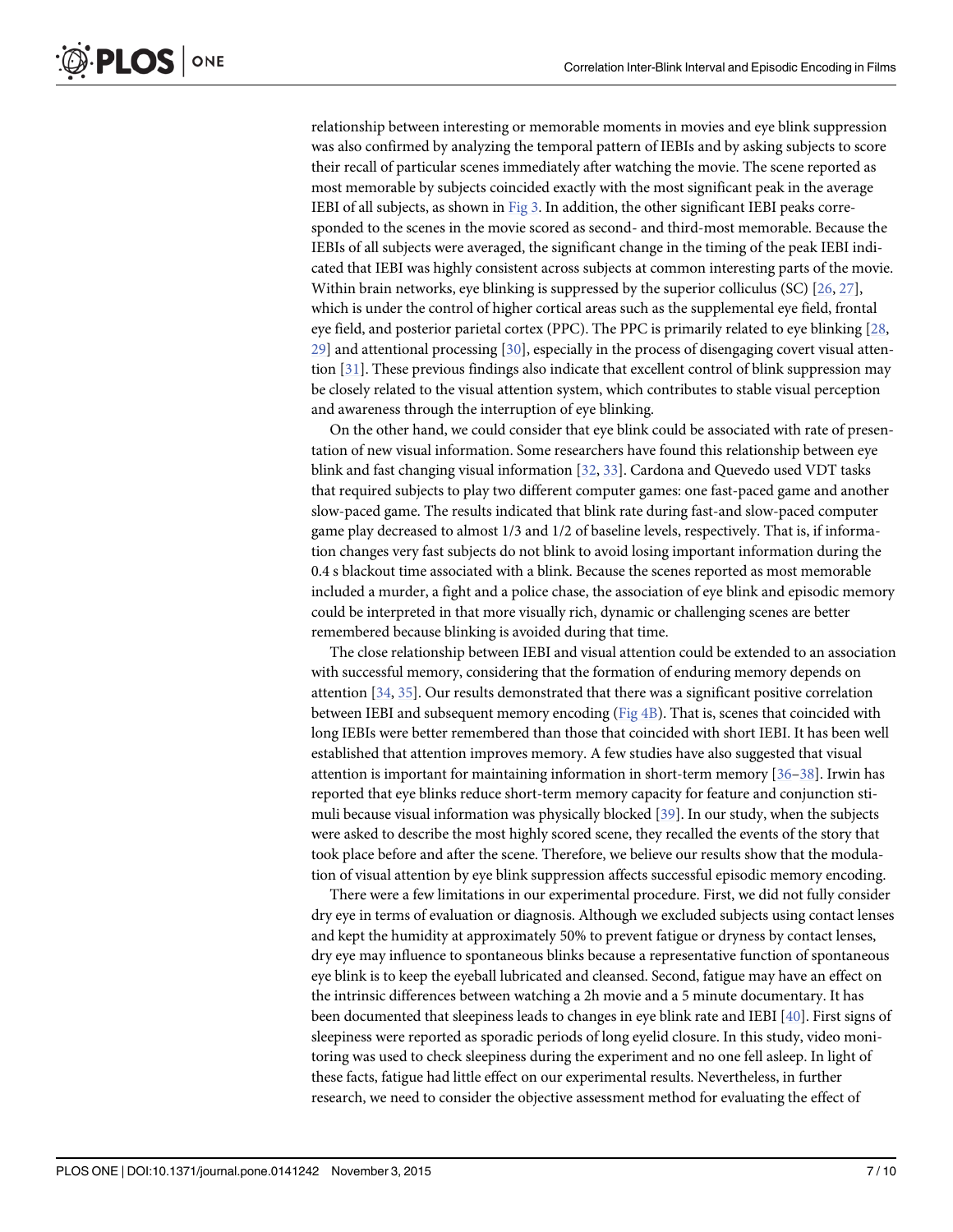relationship between interesting or memorable moments in movies and eye blink suppression was also confirmed by analyzing the temporal pattern of IEBIs and by asking subjects to score their recall of particular scenes immediately after watching the movie. The scene reported as most memorable by subjects coincided exactly with the most significant peak in the average IEBI of all subjects, as shown in Fig 3. In addition, the other significant IEBI peaks corresponded to the scenes in the movie scored as second- and third-most memorable. Because the IEBIs of all subjects were averaged, the significant change in the timing of the peak IEBI indicated that IEBI was highly consistent across subjects at common interesting parts of the movie. Within brain networks, eye blinking is suppressed by the superior colliculus (SC) [26, 27], which is under the control of higher cortical areas such as the supplemental eye field, frontal eye field, and posterior parietal cortex (PPC). The PPC is primarily related to eye blinking [28, 29] and attentional processing [30], especially in the process of disengaging covert visual attention [31]. These previous findings also indicate that excellent control of blink suppression may be closely related to the visual attention system, which contributes to stable visual perception and awareness through the interruption of eye blinking.

On the other hand, we could consider that eye blink could be associated with rate of presentation of new visual information. Some researchers have found this relationship between eye blink and fast changing visual information [32, 33]. Cardona and Quevedo used VDT tasks that required subjects to play two different computer games: one fast-paced game and another slow-paced game. The results indicated that blink rate during fast-and slow-paced computer game play decreased to almost 1/3 and 1/2 of baseline levels, respectively. That is, if information changes very fast subjects do not blink to avoid losing important information during the 0.4 s blackout time associated with a blink. Because the scenes reported as most memorable included a murder, a fight and a police chase, the association of eye blink and episodic memory could be interpreted in that more visually rich, dynamic or challenging scenes are better remembered because blinking is avoided during that time.

The close relationship between IEBI and visual attention could be extended to an association with successful memory, considering that the formation of enduring memory depends on attention [34, 35]. Our results demonstrated that there was a significant positive correlation between IEBI and subsequent memory encoding (Fig 4B). That is, scenes that coincided with long IEBIs were better remembered than those that coincided with short IEBI. It has been well established that attention improves memory. A few studies have also suggested that visual attention is important for maintaining information in short-term memory [36–38]. Irwin has reported that eye blinks reduce short-term memory capacity for feature and conjunction stimuli because visual information was physically blocked [39]. In our study, when the subjects were asked to describe the most highly scored scene, they recalled the events of the story that took place before and after the scene. Therefore, we believe our results show that the modulation of visual attention by eye blink suppression affects successful episodic memory encoding.

There were a few limitations in our experimental procedure. First, we did not fully consider dry eye in terms of evaluation or diagnosis. Although we excluded subjects using contact lenses and kept the humidity at approximately 50% to prevent fatigue or dryness by contact lenses, dry eye may influence to spontaneous blinks because a representative function of spontaneous eye blink is to keep the eyeball lubricated and cleansed. Second, fatigue may have an effect on the intrinsic differences between watching a 2h movie and a 5 minute documentary. It has been documented that sleepiness leads to changes in eye blink rate and IEBI [40]. First signs of sleepiness were reported as sporadic periods of long eyelid closure. In this study, video monitoring was used to check sleepiness during the experiment and no one fell asleep. In light of these facts, fatigue had little effect on our experimental results. Nevertheless, in further research, we need to consider the objective assessment method for evaluating the effect of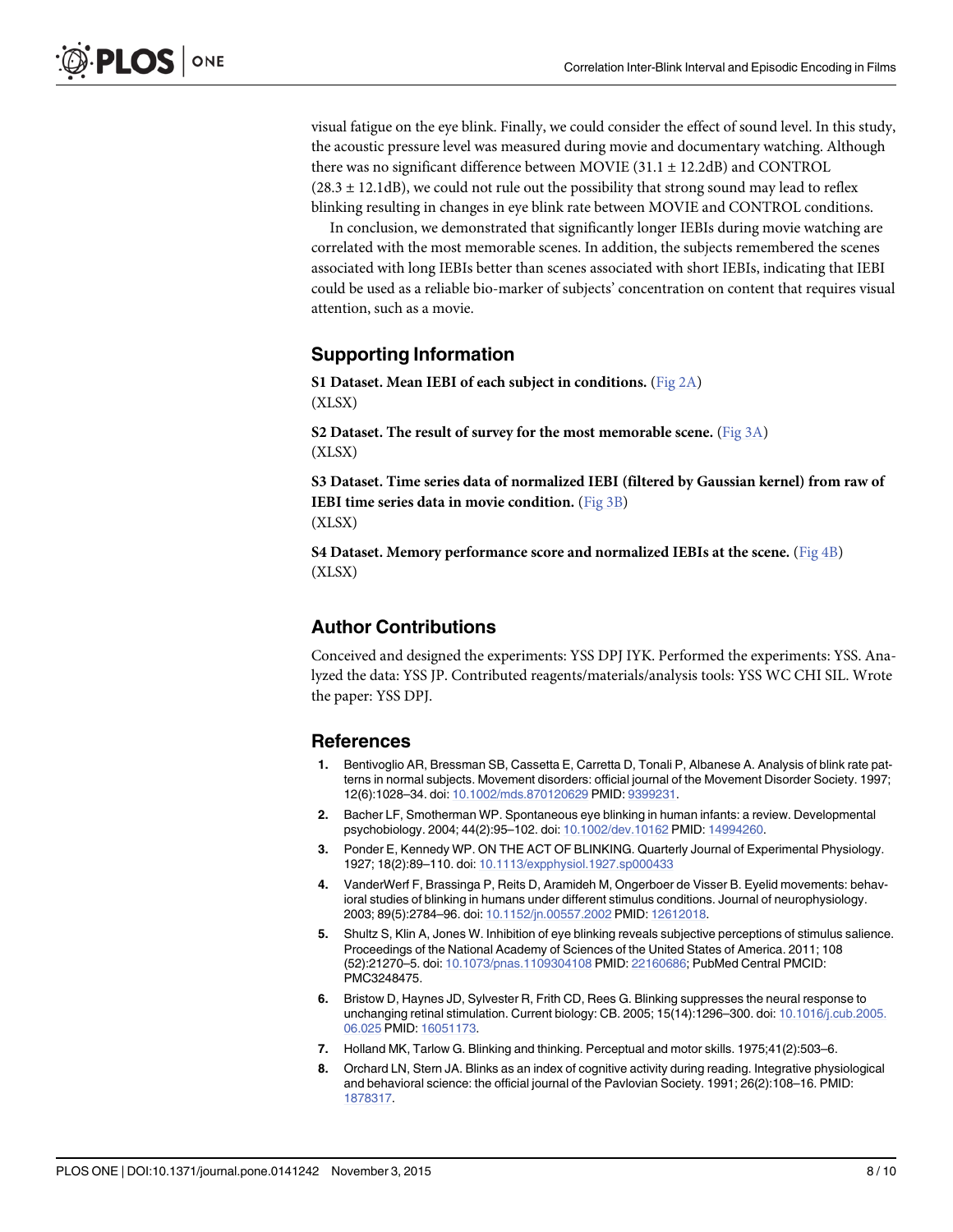visual fatigue on the eye blink. Finally, we could consider the effect of sound level. In this study, the acoustic pressure level was measured during movie and documentary watching. Although there was no significant difference between MOVIE (31.1 ± 12.2dB) and CONTROL (28.3 ± 12.1dB), we could not rule out the possibility that strong sound may lead to reflex blinking resulting in changes in eye blink rate between MOVIE and CONTROL conditions.

In conclusion, we demonstrated that significantly longer IEBIs during movie watching are correlated with the most memorable scenes. In addition, the subjects remembered the scenes associated with long IEBIs better than scenes associated with short IEBIs, indicating that IEBI could be used as a reliable bio-marker of subjects' concentration on content that requires visual attention, such as a movie.

## Supporting Information

**S1 Dataset. Mean IEBI of each subject in conditions.** (Fig 2A)
(XLSX)

**S2 Dataset. The result of survey for the most memorable scene.** (Fig 3A)
(XLSX)

**S3 Dataset. Time series data of normalized IEBI (filtered by Gaussian kernel) from raw of IEBI time series data in movie condition.** (Fig 3B)
(XLSX)

**S4 Dataset. Memory performance score and normalized IEBIs at the scene.** (Fig 4B)
(XLSX)

## Author Contributions

Conceived and designed the experiments: YSS DPJ IYK. Performed the experiments: YSS. Analyzed the data: YSS JP. Contributed reagents/materials/analysis tools: YSS WC CHI SIL. Wrote the paper: YSS DPJ.

## References

1. Bentivoglio AR, Bressman SB, Cassetta E, Carretta D, Tonali P, Albanese A. Analysis of blink rate patterns in normal subjects. Movement disorders: official journal of the Movement Disorder Society. 1997; 12(6):1028–34. doi: 10.1002/mds.870120629 PMID: 9399231.
2. Bacher LF, Smotherman WP. Spontaneous eye blinking in human infants: a review. Developmental psychobiology. 2004; 44(2):95–102. doi: 10.1002/dev.10162 PMID: 14994260.
3. Ponder E, Kennedy WP. ON THE ACT OF BLINKING. Quarterly Journal of Experimental Physiology. 1927; 18(2):89–110. doi: 10.1113/expphysiol.1927.sp000433
4. VanderWerf F, Brassinga P, Reits D, Aramideh M, Ongerboer de Visser B. Eyelid movements: behavioral studies of blinking in humans under different stimulus conditions. Journal of neurophysiology. 2003; 89(5):2784–96. doi: 10.1152/jn.00557.2002 PMID: 12612018.
5. Shultz S, Klin A, Jones W. Inhibition of eye blinking reveals subjective perceptions of stimulus salience. Proceedings of the National Academy of Sciences of the United States of America. 2011; 108 (52):21270–5. doi: 10.1073/pnas.1109304108 PMID: 22160686; PubMed Central PMCID: PMC3248475.
6. Bristow D, Haynes JD, Sylvester R, Frith CD, Rees G. Blinking suppresses the neural response to unchanging retinal stimulation. Current biology: CB. 2005; 15(14):1296–300. doi: 10.1016/j.cub.2005.06.025 PMID: 16051173.
7. Holland MK, Tarlow G. Blinking and thinking. Perceptual and motor skills. 1975;41(2):503–6.
8. Orchard LN, Stern JA. Blinks as an index of cognitive activity during reading. Integrative physiological and behavioral science: the official journal of the Pavlovian Society. 1991; 26(2):108–16. PMID: 1878317.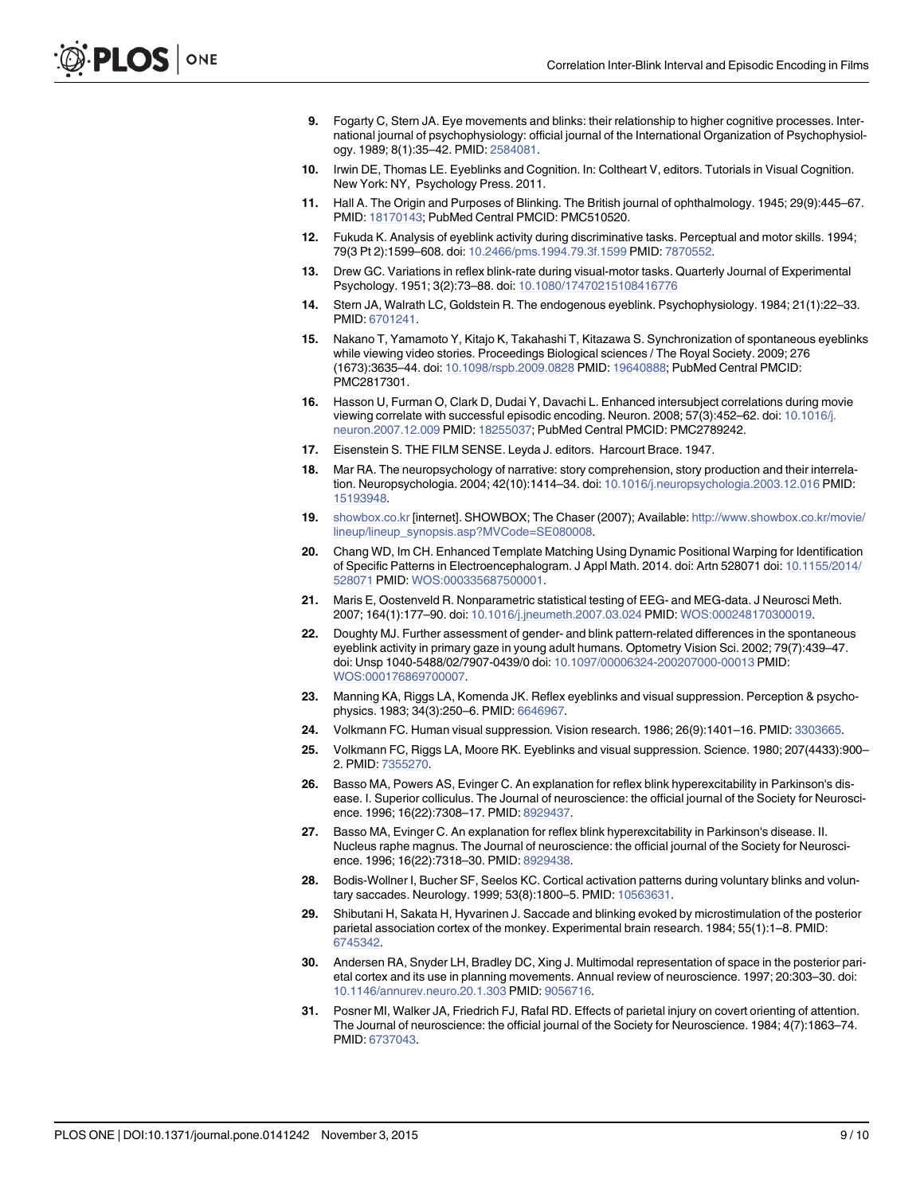9. Fogarty C, Stern JA. Eye movements and blinks: their relationship to higher cognitive processes. International journal of psychophysiology: official journal of the International Organization of Psychophysiology. 1989; 8(1):35–42. PMID: 2584081.
10. Irwin DE, Thomas LE. Eyeblinks and Cognition. In: Coltheart V, editors. Tutorials in Visual Cognition. New York: NY, Psychology Press. 2011.
11. Hall A. The Origin and Purposes of Blinking. The British journal of ophthalmology. 1945; 29(9):445–67. PMID: 18170143; PubMed Central PMCID: PMC510520.
12. Fukuda K. Analysis of eyeblink activity during discriminative tasks. Perceptual and motor skills. 1994; 79(3 Pt 2):1599–608. doi: 10.2466/pms.1994.79.3f.1599 PMID: 7870552.
13. Drew GC. Variations in reflex blink-rate during visual-motor tasks. Quarterly Journal of Experimental Psychology. 1951; 3(2):73–88. doi: 10.1080/17470215108416776
14. Stern JA, Walrath LC, Goldstein R. The endogenous eyeblink. Psychophysiology. 1984; 21(1):22–33. PMID: 6701241.
15. Nakano T, Yamamoto Y, Kitajo K, Takahashi T, Kitazawa S. Synchronization of spontaneous eyeblinks while viewing video stories. Proceedings Biological sciences / The Royal Society. 2009; 276 (1673):3635–44. doi: 10.1098/rspb.2009.0828 PMID: 19640888; PubMed Central PMCID: PMC2817301.
16. Hasson U, Furman O, Clark D, Dudai Y, Davachi L. Enhanced intersubject correlations during movie viewing correlate with successful episodic encoding. Neuron. 2008; 57(3):452–62. doi: 10.1016/j.neuron.2007.12.009 PMID: 18255037; PubMed Central PMCID: PMC2789242.
17. Eisenstein S. THE FILM SENSE. Leyda J. editors. Harcourt Brace. 1947.
18. Mar RA. The neuropsychology of narrative: story comprehension, story production and their interrelation. Neuropsychologia. 2004; 42(10):1414–34. doi: 10.1016/j.neuropsychologia.2003.12.016 PMID: 15193948.
19. showbox.co.kr [internet]. SHOWBOX; The Chaser (2007); Available: http://www.showbox.co.kr/movie/lineup/lineup_synopsis.asp?MVCode=SE080008.
20. Chang WD, Im CH. Enhanced Template Matching Using Dynamic Positional Warping for Identification of Specific Patterns in Electroencephalogram. J Appl Math. 2014. doi: Artn 528071 doi: 10.1155/2014/528071 PMID: WOS:000335687500001.
21. Maris E, Oostenveld R. Nonparametric statistical testing of EEG- and MEG-data. J Neurosci Meth. 2007; 164(1):177–90. doi: 10.1016/j.jneumeth.2007.03.024 PMID: WOS:000248170300019.
22. Doughty MJ. Further assessment of gender- and blink pattern-related differences in the spontaneous eyeblink activity in primary gaze in young adult humans. Optometry Vision Sci. 2002; 79(7):439–47. doi: Unsp 1040-5488/02/7907-0439/0 doi: 10.1097/00006324-200207000-00013 PMID: WOS:000176869700007.
23. Manning KA, Riggs LA, Komenda JK. Reflex eyeblinks and visual suppression. Perception & psychophysics. 1983; 34(3):250–6. PMID: 6646967.
24. Volkmann FC. Human visual suppression. Vision research. 1986; 26(9):1401–16. PMID: 3303665.
25. Volkmann FC, Riggs LA, Moore RK. Eyeblinks and visual suppression. Science. 1980; 207(4433):900–2. PMID: 7355270.
26. Basso MA, Powers AS, Evinger C. An explanation for reflex blink hyperexcitability in Parkinson's disease. I. Superior colliculus. The Journal of neuroscience: the official journal of the Society for Neuroscience. 1996; 16(22):7308–17. PMID: 8929437.
27. Basso MA, Evinger C. An explanation for reflex blink hyperexcitability in Parkinson's disease. II. Nucleus raphe magnus. The Journal of neuroscience: the official journal of the Society for Neuroscience. 1996; 16(22):7318–30. PMID: 8929438.
28. Bodis-Wollner I, Bucher SF, Seelos KC. Cortical activation patterns during voluntary blinks and voluntary saccades. Neurology. 1999; 53(8):1800–5. PMID: 10563631.
29. Shibutani H, Sakata H, Hyvarinen J. Saccade and blinking evoked by microstimulation of the posterior parietal association cortex of the monkey. Experimental brain research. 1984; 55(1):1–8. PMID: 6745342.
30. Andersen RA, Snyder LH, Bradley DC, Xing J. Multimodal representation of space in the posterior parietal cortex and its use in planning movements. Annual review of neuroscience. 1997; 20:303–30. doi: 10.1146/annurev.neuro.20.1.303 PMID: 9056716.
31. Posner MI, Walker JA, Friedrich FJ, Rafal RD. Effects of parietal injury on covert orienting of attention. The Journal of neuroscience: the official journal of the Society for Neuroscience. 1984; 4(7):1863–74. PMID: 6737043.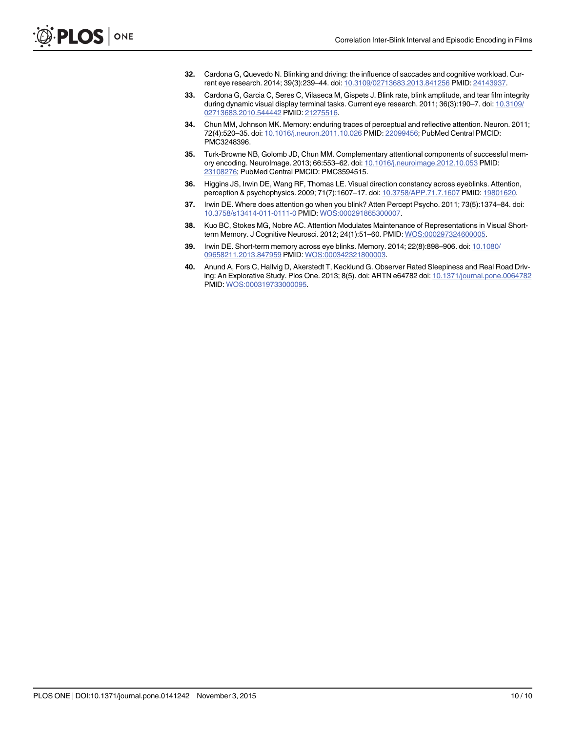32. Cardona G, Quevedo N. Blinking and driving: the influence of saccades and cognitive workload. Current eye research. 2014; 39(3):239–44. doi: 10.3109/02713683.2013.841256 PMID: 24143937.
33. Cardona G, Garcia C, Seres C, Vilaseca M, Gispets J. Blink rate, blink amplitude, and tear film integrity during dynamic visual display terminal tasks. Current eye research. 2011; 36(3):190–7. doi: 10.3109/02713683.2010.544442 PMID: 21275516.
34. Chun MM, Johnson MK. Memory: enduring traces of perceptual and reflective attention. Neuron. 2011; 72(4):520–35. doi: 10.1016/j.neuron.2011.10.026 PMID: 22099456; PubMed Central PMCID: PMC3248396.
35. Turk-Browne NB, Golomb JD, Chun MM. Complementary attentional components of successful memory encoding. NeuroImage. 2013; 66:553–62. doi: 10.1016/j.neuroimage.2012.10.053 PMID: 23108276; PubMed Central PMCID: PMC3594515.
36. Higgins JS, Irwin DE, Wang RF, Thomas LE. Visual direction constancy across eyeblinks. Attention, perception & psychophysics. 2009; 71(7):1607–17. doi: 10.3758/APP.71.7.1607 PMID: 19801620.
37. Irwin DE. Where does attention go when you blink? Atten Percept Psycho. 2011; 73(5):1374–84. doi: 10.3758/s13414-011-0111-0 PMID: WOS:000291865300007.
38. Kuo BC, Stokes MG, Nobre AC. Attention Modulates Maintenance of Representations in Visual Short-term Memory. J Cognitive Neurosci. 2012; 24(1):51–60. PMID: WOS:000297324600005.
39. Irwin DE. Short-term memory across eye blinks. Memory. 2014; 22(8):898–906. doi: 10.1080/09658211.2013.847959 PMID: WOS:000342321800003.
40. Anund A, Fors C, Hallvig D, Akerstedt T, Kecklund G. Observer Rated Sleepiness and Real Road Driving: An Explorative Study. Plos One. 2013; 8(5). doi: ARTN e64782 doi: 10.1371/journal.pone.0064782 PMID: WOS:000319733000095.